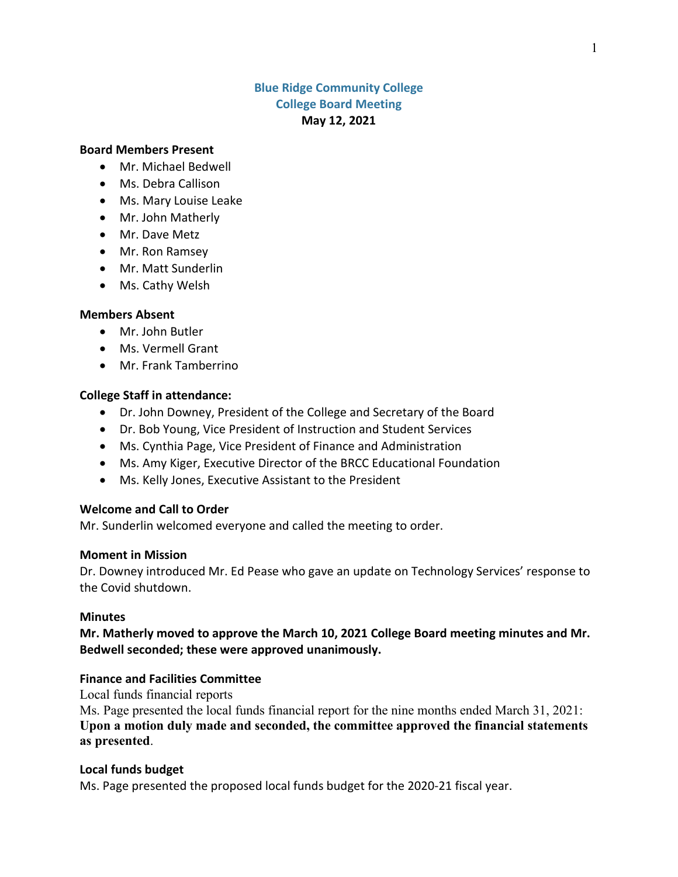# Blue Ridge Community College
## College Board Meeting
**May 12, 2021**

**Board Members Present**

- Mr. Michael Bedwell
- Ms. Debra Callison
- Ms. Mary Louise Leake
- Mr. John Matherly
- Mr. Dave Metz
- Mr. Ron Ramsey
- Mr. Matt Sunderlin
- Ms. Cathy Welsh

**Members Absent**

- Mr. John Butler
- Ms. Vermell Grant
- Mr. Frank Tamberrino

**College Staff in attendance:**

- Dr. John Downey, President of the College and Secretary of the Board
- Dr. Bob Young, Vice President of Instruction and Student Services
- Ms. Cynthia Page, Vice President of Finance and Administration
- Ms. Amy Kiger, Executive Director of the BRCC Educational Foundation
- Ms. Kelly Jones, Executive Assistant to the President

**Welcome and Call to Order**

Mr. Sunderlin welcomed everyone and called the meeting to order.

**Moment in Mission**

Dr. Downey introduced Mr. Ed Pease who gave an update on Technology Services' response to the Covid shutdown.

**Minutes**

**Mr. Matherly moved to approve the March 10, 2021 College Board meeting minutes and Mr. Bedwell seconded; these were approved unanimously.**

**Finance and Facilities Committee**

Local funds financial reports

Ms. Page presented the local funds financial report for the nine months ended March 31, 2021: **Upon a motion duly made and seconded, the committee approved the financial statements as presented**.

**Local funds budget**

Ms. Page presented the proposed local funds budget for the 2020-21 fiscal year.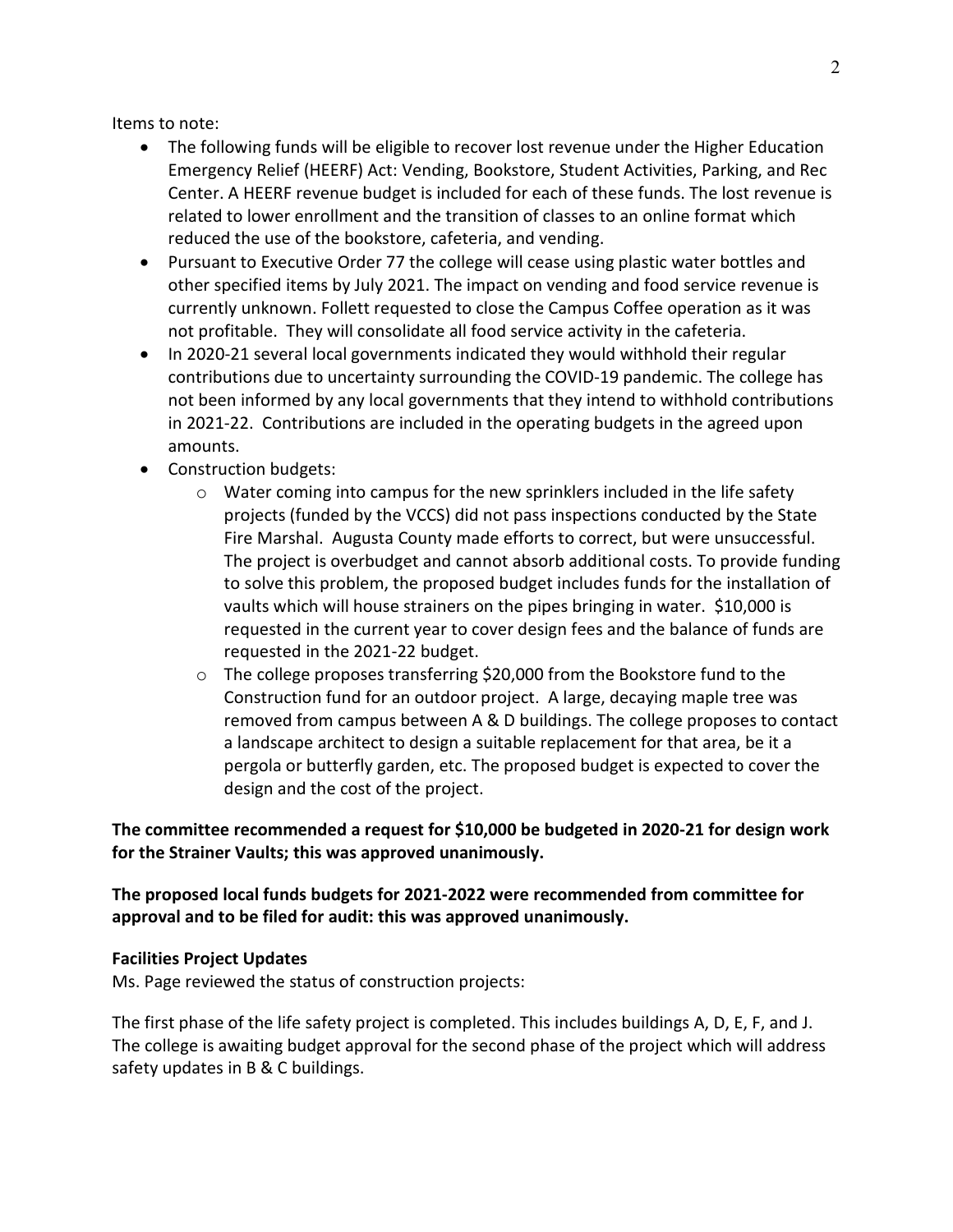Items to note:

- The following funds will be eligible to recover lost revenue under the Higher Education Emergency Relief (HEERF) Act: Vending, Bookstore, Student Activities, Parking, and Rec Center. A HEERF revenue budget is included for each of these funds. The lost revenue is related to lower enrollment and the transition of classes to an online format which reduced the use of the bookstore, cafeteria, and vending.
- Pursuant to Executive Order 77 the college will cease using plastic water bottles and other specified items by July 2021. The impact on vending and food service revenue is currently unknown. Follett requested to close the Campus Coffee operation as it was not profitable. They will consolidate all food service activity in the cafeteria.
- In 2020-21 several local governments indicated they would withhold their regular contributions due to uncertainty surrounding the COVID-19 pandemic. The college has not been informed by any local governments that they intend to withhold contributions in 2021-22. Contributions are included in the operating budgets in the agreed upon amounts.
- Construction budgets:
  - Water coming into campus for the new sprinklers included in the life safety projects (funded by the VCCS) did not pass inspections conducted by the State Fire Marshal. Augusta County made efforts to correct, but were unsuccessful. The project is overbudget and cannot absorb additional costs. To provide funding to solve this problem, the proposed budget includes funds for the installation of vaults which will house strainers on the pipes bringing in water. $10,000 is requested in the current year to cover design fees and the balance of funds are requested in the 2021-22 budget.
  - The college proposes transferring $20,000 from the Bookstore fund to the Construction fund for an outdoor project. A large, decaying maple tree was removed from campus between A & D buildings. The college proposes to contact a landscape architect to design a suitable replacement for that area, be it a pergola or butterfly garden, etc. The proposed budget is expected to cover the design and the cost of the project.

**The committee recommended a request for $10,000 be budgeted in 2020-21 for design work for the Strainer Vaults; this was approved unanimously.**

**The proposed local funds budgets for 2021-2022 were recommended from committee for approval and to be filed for audit: this was approved unanimously.**

**Facilities Project Updates**

Ms. Page reviewed the status of construction projects:

The first phase of the life safety project is completed. This includes buildings A, D, E, F, and J. The college is awaiting budget approval for the second phase of the project which will address safety updates in B & C buildings.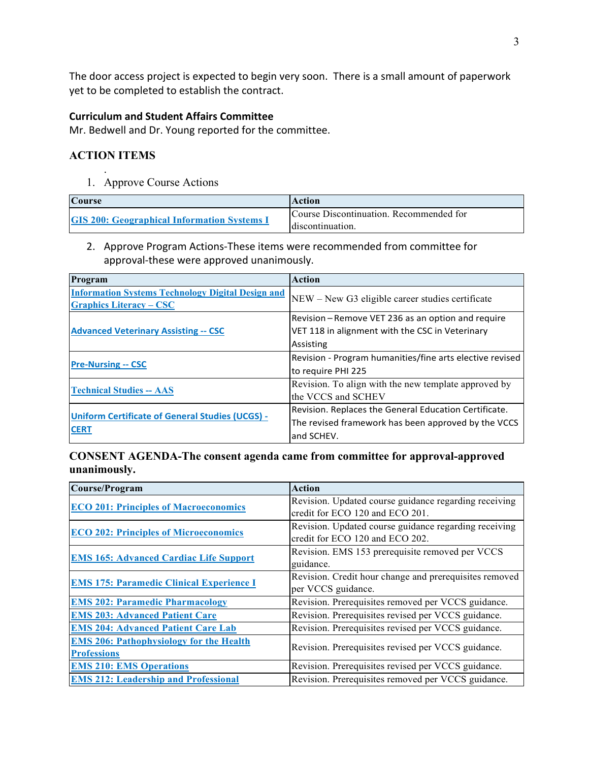The door access project is expected to begin very soon. There is a small amount of paperwork yet to be completed to establish the contract.

**Curriculum and Student Affairs Committee**

Mr. Bedwell and Dr. Young reported for the committee.

## ACTION ITEMS

.

1. Approve Course Actions

| Course | Action |
|---|---|
| GIS 200: Geographical Information Systems I | Course Discontinuation. Recommended for discontinuation. |

2. Approve Program Actions-These items were recommended from committee for approval-these were approved unanimously.

| Program | Action |
|---|---|
| Information Systems Technology Digital Design and Graphics Literacy – CSC | NEW – New G3 eligible career studies certificate |
| Advanced Veterinary Assisting -- CSC | Revision – Remove VET 236 as an option and require VET 118 in alignment with the CSC in Veterinary Assisting |
| Pre-Nursing -- CSC | Revision - Program humanities/fine arts elective revised to require PHI 225 |
| Technical Studies -- AAS | Revision. To align with the new template approved by the VCCS and SCHEV |
| Uniform Certificate of General Studies (UCGS) - CERT | Revision. Replaces the General Education Certificate. The revised framework has been approved by the VCCS and SCHEV. |

**CONSENT AGENDA-The consent agenda came from committee for approval-approved unanimously.**

| Course/Program | Action |
|---|---|
| ECO 201: Principles of Macroeconomics | Revision. Updated course guidance regarding receiving credit for ECO 120 and ECO 201. |
| ECO 202: Principles of Microeconomics | Revision. Updated course guidance regarding receiving credit for ECO 120 and ECO 202. |
| EMS 165: Advanced Cardiac Life Support | Revision. EMS 153 prerequisite removed per VCCS guidance. |
| EMS 175: Paramedic Clinical Experience I | Revision. Credit hour change and prerequisites removed per VCCS guidance. |
| EMS 202: Paramedic Pharmacology | Revision. Prerequisites removed per VCCS guidance. |
| EMS 203: Advanced Patient Care | Revision. Prerequisites revised per VCCS guidance. |
| EMS 204: Advanced Patient Care Lab | Revision. Prerequisites revised per VCCS guidance. |
| EMS 206: Pathophysiology for the Health Professions | Revision. Prerequisites revised per VCCS guidance. |
| EMS 210: EMS Operations | Revision. Prerequisites revised per VCCS guidance. |
| EMS 212: Leadership and Professional | Revision. Prerequisites removed per VCCS guidance. |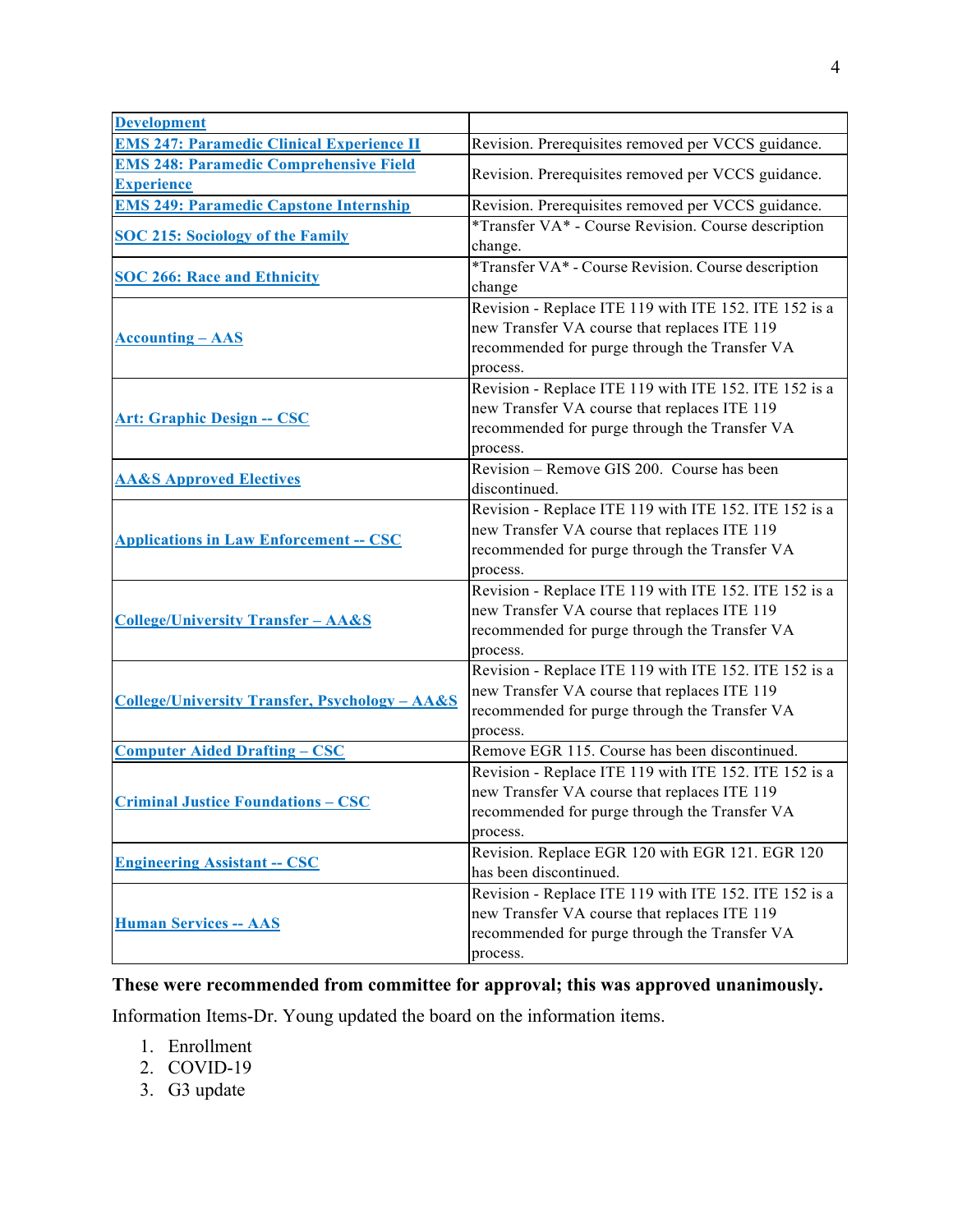| Development | |
|---|---|
| **EMS 247: Paramedic Clinical Experience II** | Revision. Prerequisites removed per VCCS guidance. |
| **EMS 248: Paramedic Comprehensive Field Experience** | Revision. Prerequisites removed per VCCS guidance. |
| **EMS 249: Paramedic Capstone Internship** | Revision. Prerequisites removed per VCCS guidance. |
| **SOC 215: Sociology of the Family** | *Transfer VA* - Course Revision. Course description change. |
| **SOC 266: Race and Ethnicity** | *Transfer VA* - Course Revision. Course description change |
| **Accounting – AAS** | Revision - Replace ITE 119 with ITE 152. ITE 152 is a new Transfer VA course that replaces ITE 119 recommended for purge through the Transfer VA process. |
| **Art: Graphic Design -- CSC** | Revision - Replace ITE 119 with ITE 152. ITE 152 is a new Transfer VA course that replaces ITE 119 recommended for purge through the Transfer VA process. |
| **AA&S Approved Electives** | Revision – Remove GIS 200. Course has been discontinued. |
| **Applications in Law Enforcement -- CSC** | Revision - Replace ITE 119 with ITE 152. ITE 152 is a new Transfer VA course that replaces ITE 119 recommended for purge through the Transfer VA process. |
| **College/University Transfer – AA&S** | Revision - Replace ITE 119 with ITE 152. ITE 152 is a new Transfer VA course that replaces ITE 119 recommended for purge through the Transfer VA process. |
| **College/University Transfer, Psychology – AA&S** | Revision - Replace ITE 119 with ITE 152. ITE 152 is a new Transfer VA course that replaces ITE 119 recommended for purge through the Transfer VA process. |
| **Computer Aided Drafting – CSC** | Remove EGR 115. Course has been discontinued. |
| **Criminal Justice Foundations – CSC** | Revision - Replace ITE 119 with ITE 152. ITE 152 is a new Transfer VA course that replaces ITE 119 recommended for purge through the Transfer VA process. |
| **Engineering Assistant -- CSC** | Revision. Replace EGR 120 with EGR 121. EGR 120 has been discontinued. |
| **Human Services -- AAS** | Revision - Replace ITE 119 with ITE 152. ITE 152 is a new Transfer VA course that replaces ITE 119 recommended for purge through the Transfer VA process. |

**These were recommended from committee for approval; this was approved unanimously.**

Information Items-Dr. Young updated the board on the information items.

1. Enrollment
2. COVID-19
3. G3 update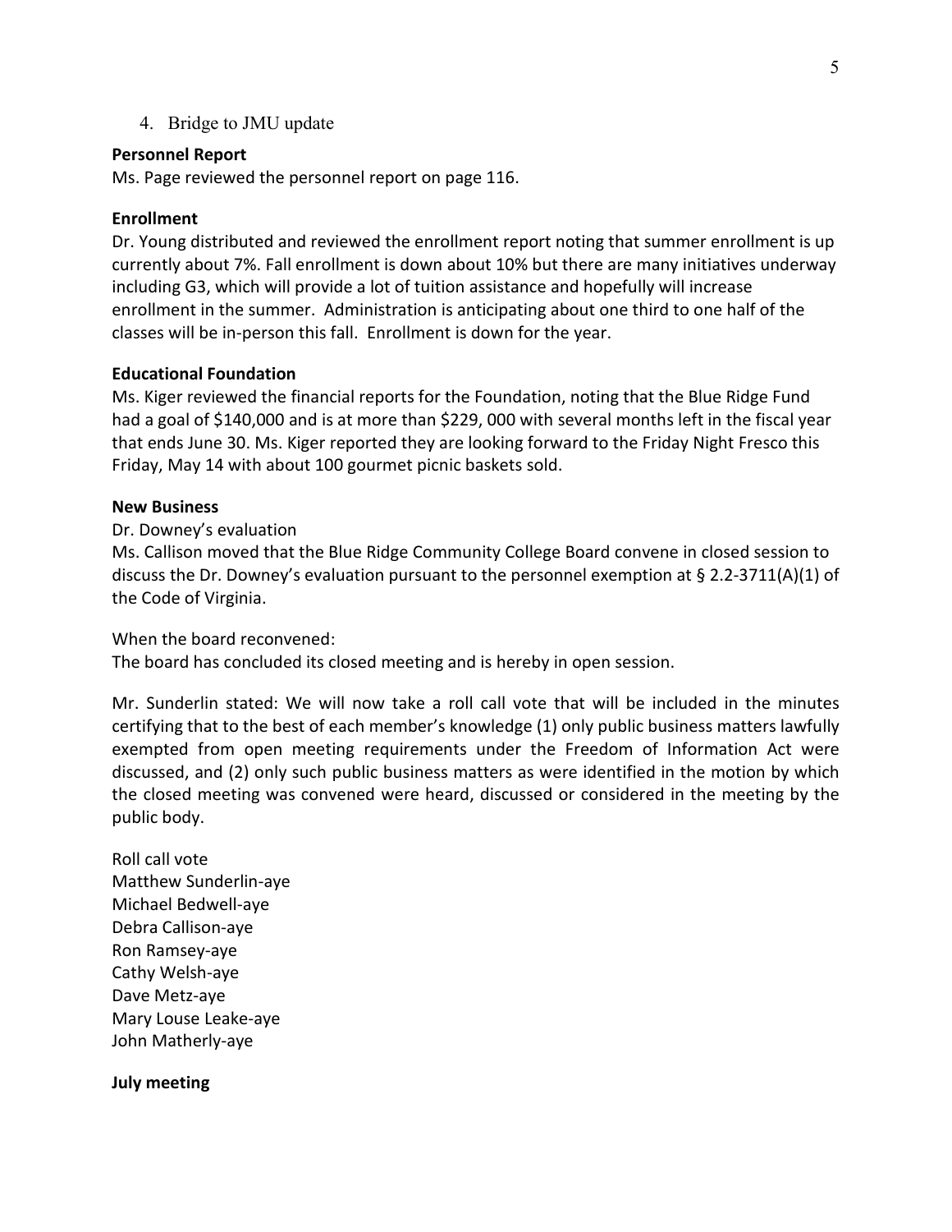4. Bridge to JMU update

**Personnel Report**
Ms. Page reviewed the personnel report on page 116.

**Enrollment**
Dr. Young distributed and reviewed the enrollment report noting that summer enrollment is up currently about 7%. Fall enrollment is down about 10% but there are many initiatives underway including G3, which will provide a lot of tuition assistance and hopefully will increase enrollment in the summer. Administration is anticipating about one third to one half of the classes will be in-person this fall. Enrollment is down for the year.

**Educational Foundation**
Ms. Kiger reviewed the financial reports for the Foundation, noting that the Blue Ridge Fund had a goal of $140,000 and is at more than $229, 000 with several months left in the fiscal year that ends June 30. Ms. Kiger reported they are looking forward to the Friday Night Fresco this Friday, May 14 with about 100 gourmet picnic baskets sold.

**New Business**
Dr. Downey's evaluation
Ms. Callison moved that the Blue Ridge Community College Board convene in closed session to discuss the Dr. Downey's evaluation pursuant to the personnel exemption at § 2.2-3711(A)(1) of the Code of Virginia.

When the board reconvened:
The board has concluded its closed meeting and is hereby in open session.

Mr. Sunderlin stated: We will now take a roll call vote that will be included in the minutes certifying that to the best of each member's knowledge (1) only public business matters lawfully exempted from open meeting requirements under the Freedom of Information Act were discussed, and (2) only such public business matters as were identified in the motion by which the closed meeting was convened were heard, discussed or considered in the meeting by the public body.

Roll call vote
Matthew Sunderlin-aye
Michael Bedwell-aye
Debra Callison-aye
Ron Ramsey-aye
Cathy Welsh-aye
Dave Metz-aye
Mary Louse Leake-aye
John Matherly-aye

**July meeting**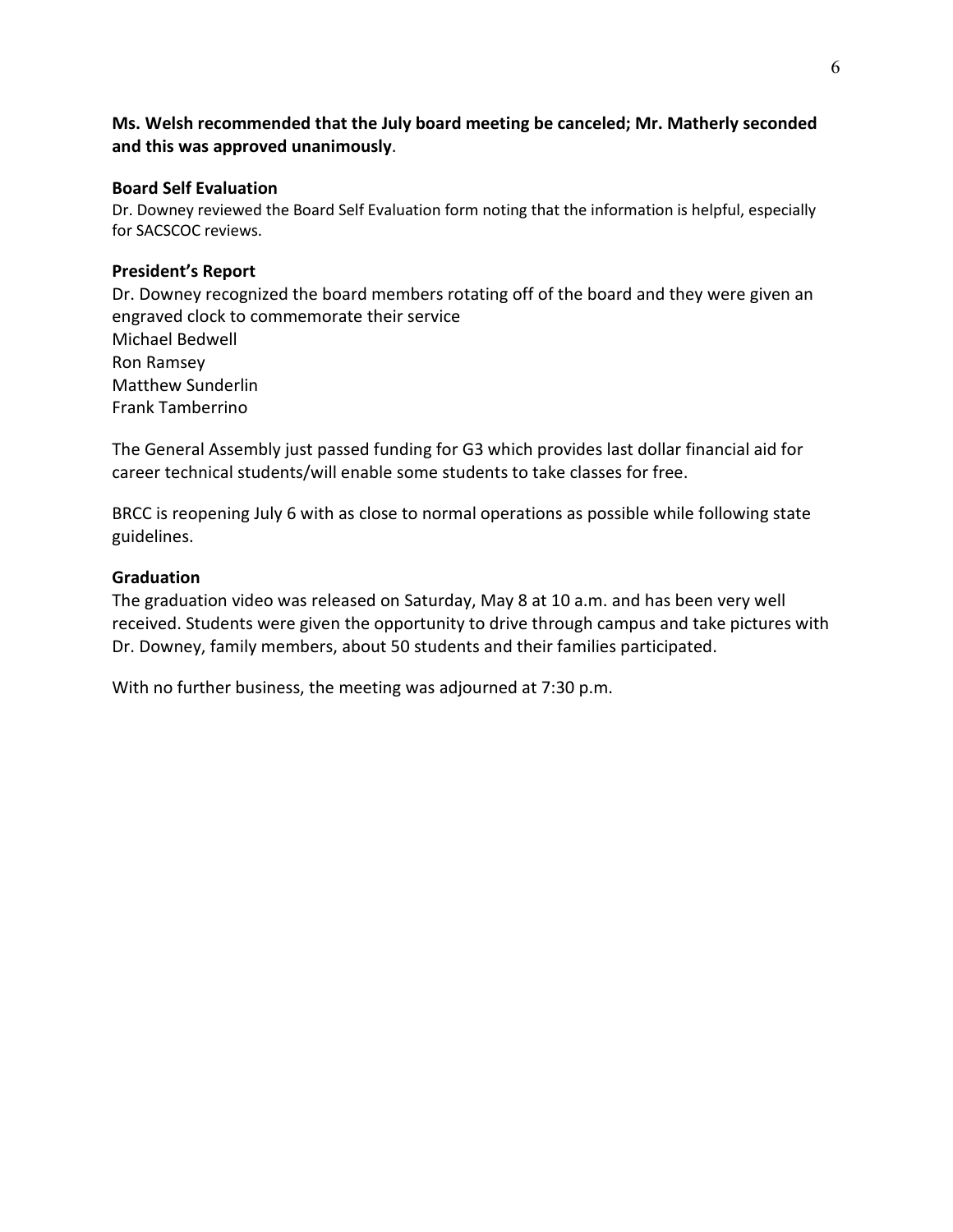**Ms. Welsh recommended that the July board meeting be canceled; Mr. Matherly seconded and this was approved unanimously**.

### Board Self Evaluation

Dr. Downey reviewed the Board Self Evaluation form noting that the information is helpful, especially for SACSCOC reviews.

### President's Report

Dr. Downey recognized the board members rotating off of the board and they were given an engraved clock to commemorate their service

Michael Bedwell
Ron Ramsey
Matthew Sunderlin
Frank Tamberrino

The General Assembly just passed funding for G3 which provides last dollar financial aid for career technical students/will enable some students to take classes for free.

BRCC is reopening July 6 with as close to normal operations as possible while following state guidelines.

### Graduation

The graduation video was released on Saturday, May 8 at 10 a.m. and has been very well received. Students were given the opportunity to drive through campus and take pictures with Dr. Downey, family members, about 50 students and their families participated.

With no further business, the meeting was adjourned at 7:30 p.m.